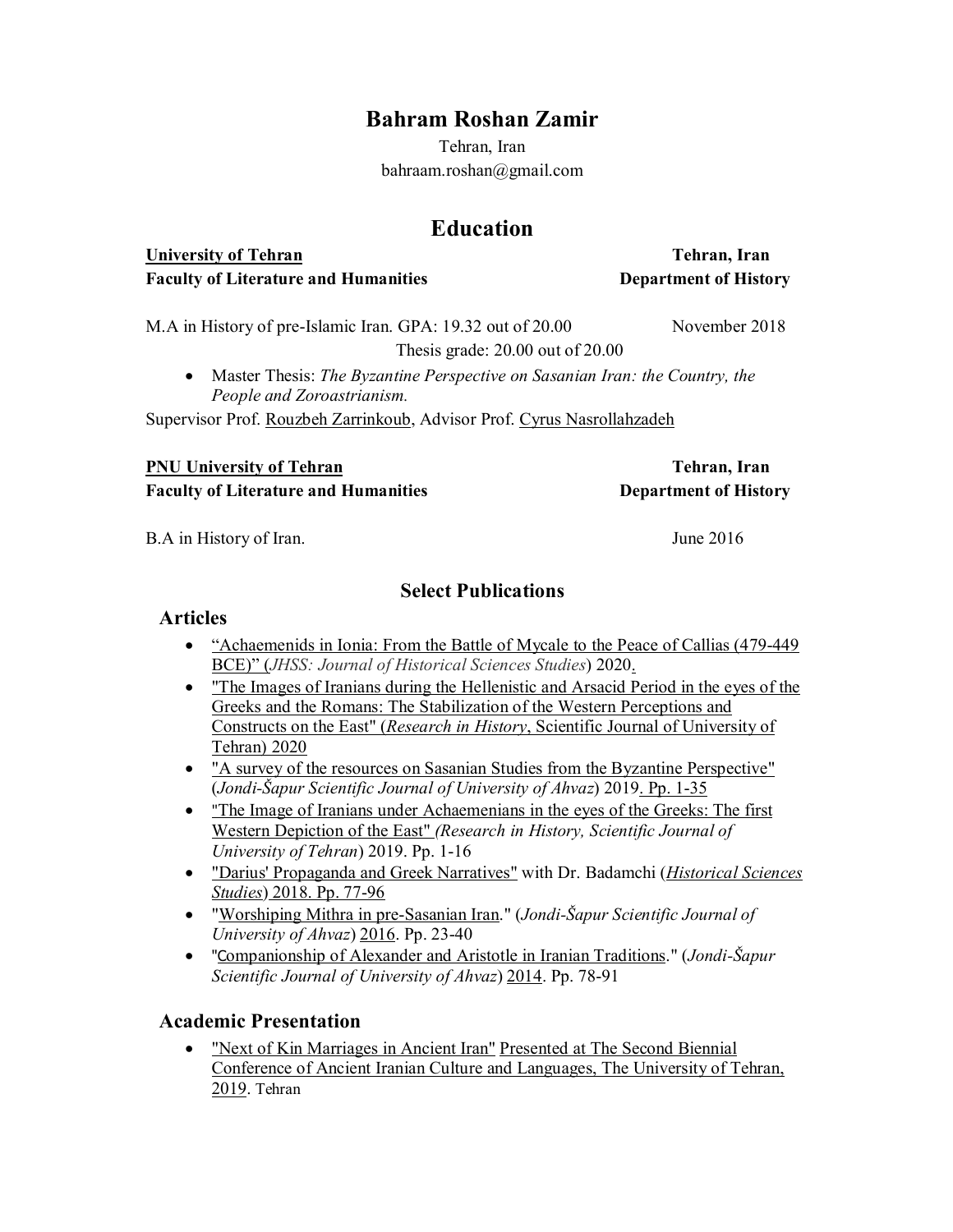# Bahram Roshan Zamir

Tehran, Iran
bahraam.roshan@gmail.com

## Education

**University of Tehran** — **Tehran, Iran**
**Faculty of Literature and Humanities** — **Department of History**

M.A in History of pre-Islamic Iran. GPA: 19.32 out of 20.00 — November 2018
Thesis grade: 20.00 out of 20.00

- Master Thesis: *The Byzantine Perspective on Sasanian Iran: the Country, the People and Zoroastrianism.*

Supervisor Prof. Rouzbeh Zarrinkoub, Advisor Prof. Cyrus Nasrollahzadeh

**PNU University of Tehran** — **Tehran, Iran**
**Faculty of Literature and Humanities** — **Department of History**

B.A in History of Iran. — June 2016

### Select Publications

#### Articles

- "Achaemenids in Ionia: From the Battle of Mycale to the Peace of Callias (479-449 BCE)" (*JHSS: Journal of Historical Sciences Studies*) 2020.
- "The Images of Iranians during the Hellenistic and Arsacid Period in the eyes of the Greeks and the Romans: The Stabilization of the Western Perceptions and Constructs on the East" (*Research in History*, Scientific Journal of University of Tehran) 2020
- "A survey of the resources on Sasanian Studies from the Byzantine Perspective" (*Jondi-Šapur Scientific Journal of University of Ahvaz*) 2019. Pp. 1-35
- "The Image of Iranians under Achaemenians in the eyes of the Greeks: The first Western Depiction of the East" *(Research in History, Scientific Journal of University of Tehran*) 2019. Pp. 1-16
- "Darius' Propaganda and Greek Narratives" with Dr. Badamchi (*Historical Sciences Studies*) 2018. Pp. 77-96
- "Worshiping Mithra in pre-Sasanian Iran." (*Jondi-Šapur Scientific Journal of University of Ahvaz*) 2016. Pp. 23-40
- "Companionship of Alexander and Aristotle in Iranian Traditions." (*Jondi-Šapur Scientific Journal of University of Ahvaz*) 2014. Pp. 78-91

#### Academic Presentation

- "Next of Kin Marriages in Ancient Iran" Presented at The Second Biennial Conference of Ancient Iranian Culture and Languages, The University of Tehran, 2019. Tehran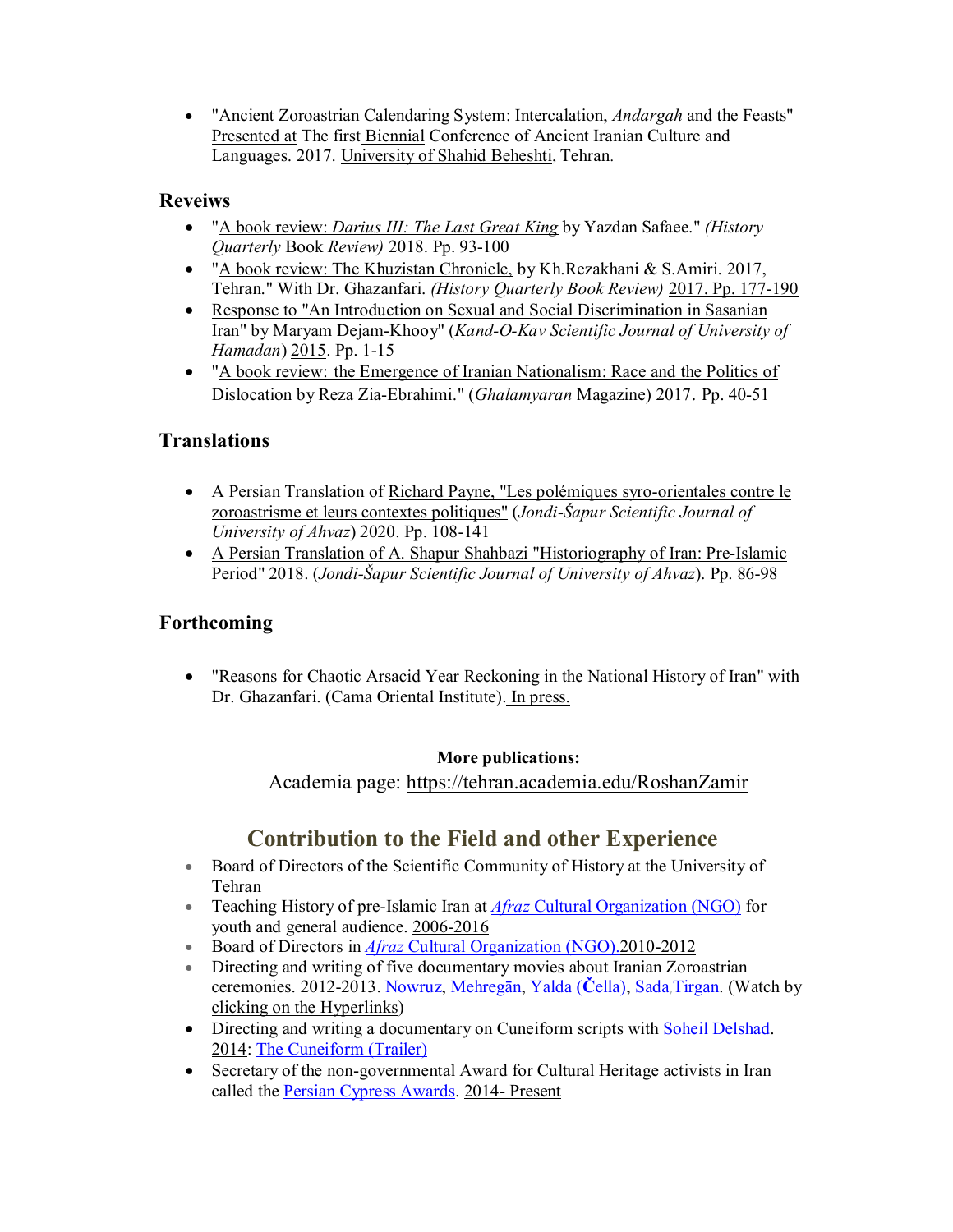- "Ancient Zoroastrian Calendaring System: Intercalation, *Andargah* and the Feasts" Presented at The first Biennial Conference of Ancient Iranian Culture and Languages. 2017. University of Shahid Beheshti, Tehran.

## Reveiws

- "A book review: *Darius III: The Last Great King* by Yazdan Safaee." *(History Quarterly* Book *Review)* 2018. Pp. 93-100
- "A book review: The Khuzistan Chronicle, by Kh.Rezakhani & S.Amiri. 2017, Tehran." With Dr. Ghazanfari. *(History Quarterly Book Review)* 2017. Pp. 177-190
- Response to "An Introduction on Sexual and Social Discrimination in Sasanian Iran" by Maryam Dejam-Khooy" (*Kand-O-Kav Scientific Journal of University of Hamadan*) 2015. Pp. 1-15
- "A book review: the Emergence of Iranian Nationalism: Race and the Politics of Dislocation by Reza Zia-Ebrahimi." (*Ghalamyaran* Magazine) 2017. Pp. 40-51

## Translations

- A Persian Translation of Richard Payne, "Les polémiques syro-orientales contre le zoroastrisme et leurs contextes politiques" (*Jondi-Šapur Scientific Journal of University of Ahvaz*) 2020. Pp. 108-141
- A Persian Translation of A. Shapur Shahbazi "Historiography of Iran: Pre-Islamic Period" 2018. (*Jondi-Šapur Scientific Journal of University of Ahvaz*). Pp. 86-98

## Forthcoming

- "Reasons for Chaotic Arsacid Year Reckoning in the National History of Iran" with Dr. Ghazanfari. (Cama Oriental Institute). In press.

**More publications:**

Academia page: https://tehran.academia.edu/RoshanZamir

## Contribution to the Field and other Experience

- Board of Directors of the Scientific Community of History at the University of Tehran
- Teaching History of pre-Islamic Iran at *Afraz* Cultural Organization (NGO) for youth and general audience. 2006-2016
- Board of Directors in *Afraz* Cultural Organization (NGO).2010-2012
- Directing and writing of five documentary movies about Iranian Zoroastrian ceremonies. 2012-2013. Nowruz, Mehregān, Yalda (Čella), Sada Tirgan. (Watch by clicking on the Hyperlinks)
- Directing and writing a documentary on Cuneiform scripts with Soheil Delshad. 2014: The Cuneiform (Trailer)
- Secretary of the non-governmental Award for Cultural Heritage activists in Iran called the Persian Cypress Awards. 2014- Present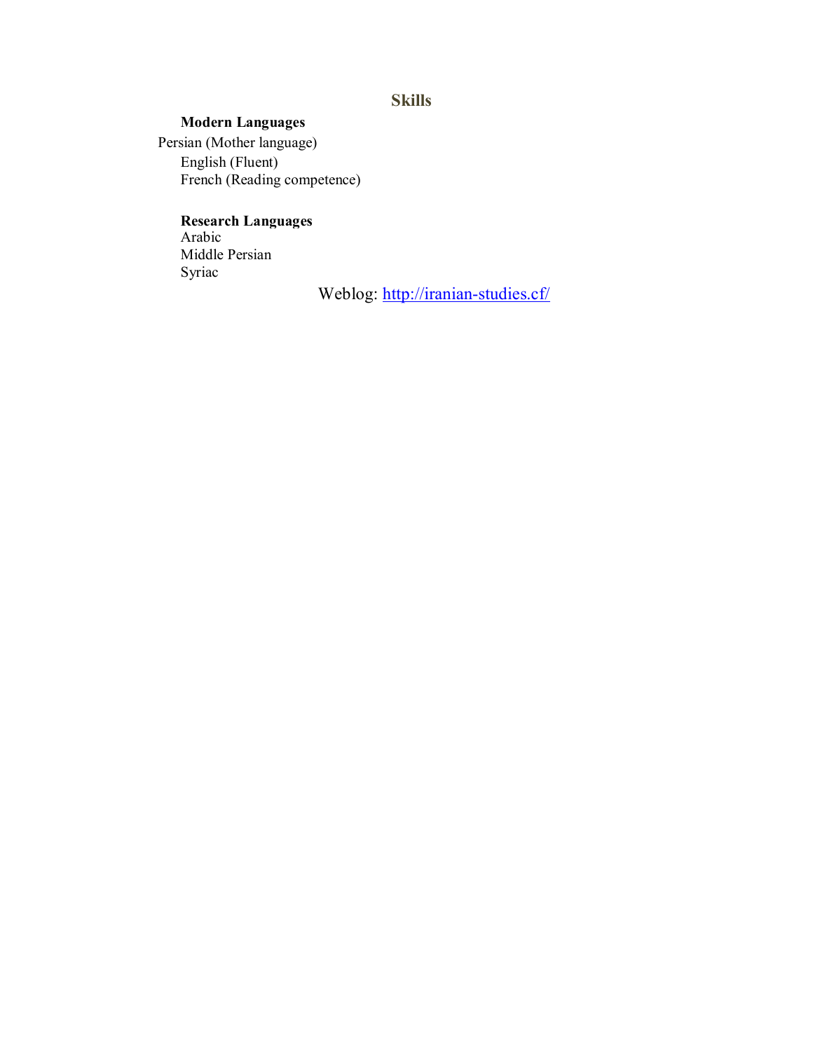## Skills

**Modern Languages**

Persian (Mother language)
English (Fluent)
French (Reading competence)

**Research Languages**

Arabic
Middle Persian
Syriac

Weblog: http://iranian-studies.cf/